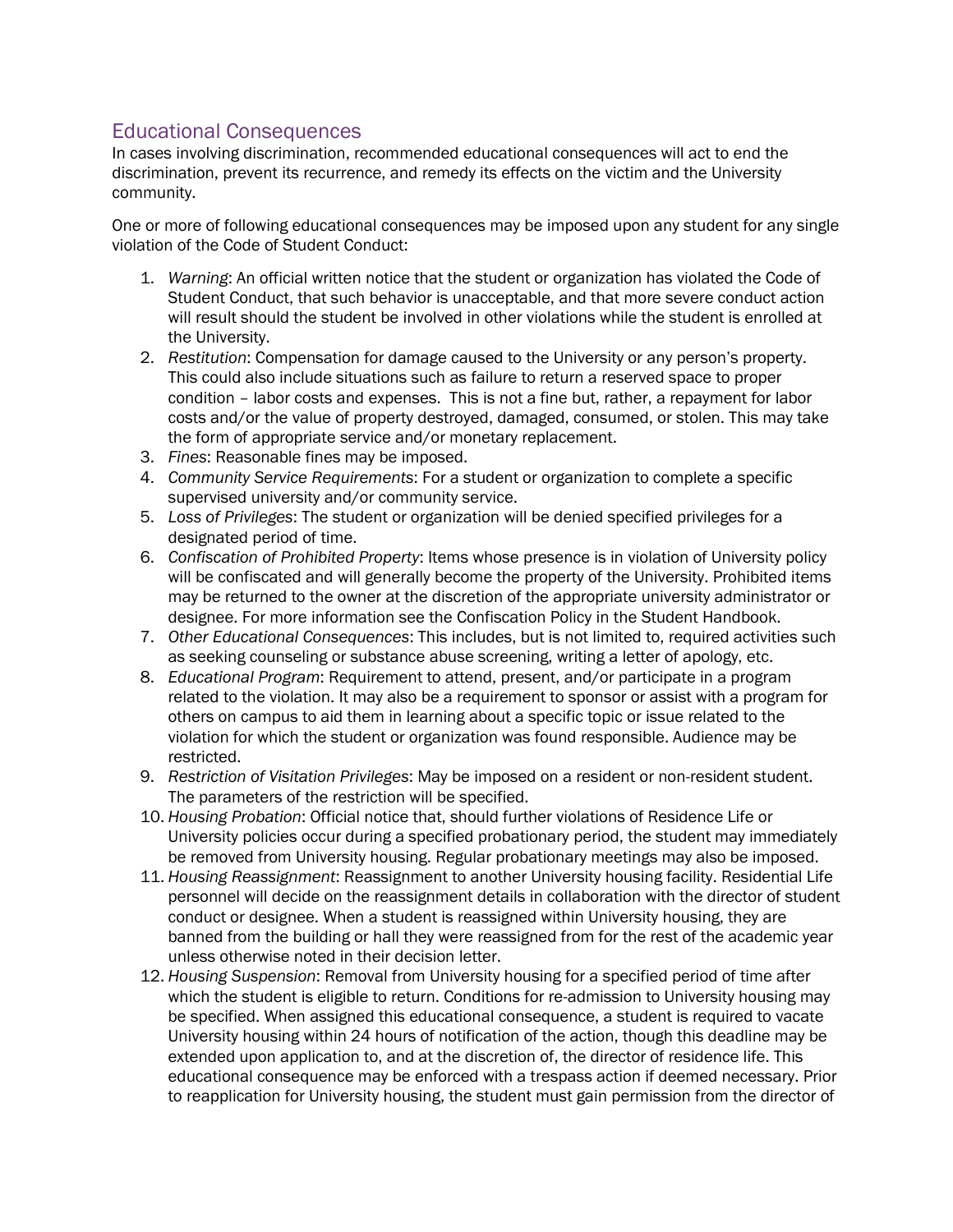## Educational Consequences

In cases involving discrimination, recommended educational consequences will act to end the discrimination, prevent its recurrence, and remedy its effects on the victim and the University community.

One or more of following educational consequences may be imposed upon any student for any single violation of the Code of Student Conduct:

1. *Warning*: An official written notice that the student or organization has violated the Code of Student Conduct, that such behavior is unacceptable, and that more severe conduct action will result should the student be involved in other violations while the student is enrolled at the University.
2. *Restitution*: Compensation for damage caused to the University or any person's property. This could also include situations such as failure to return a reserved space to proper condition – labor costs and expenses. This is not a fine but, rather, a repayment for labor costs and/or the value of property destroyed, damaged, consumed, or stolen. This may take the form of appropriate service and/or monetary replacement.
3. *Fines*: Reasonable fines may be imposed.
4. *Community Service Requirements*: For a student or organization to complete a specific supervised university and/or community service.
5. *Loss of Privileges*: The student or organization will be denied specified privileges for a designated period of time.
6. *Confiscation of Prohibited Property*: Items whose presence is in violation of University policy will be confiscated and will generally become the property of the University. Prohibited items may be returned to the owner at the discretion of the appropriate university administrator or designee. For more information see the Confiscation Policy in the Student Handbook.
7. *Other Educational Consequences*: This includes, but is not limited to, required activities such as seeking counseling or substance abuse screening, writing a letter of apology, etc.
8. *Educational Program*: Requirement to attend, present, and/or participate in a program related to the violation. It may also be a requirement to sponsor or assist with a program for others on campus to aid them in learning about a specific topic or issue related to the violation for which the student or organization was found responsible. Audience may be restricted.
9. *Restriction of Visitation Privileges*: May be imposed on a resident or non-resident student. The parameters of the restriction will be specified.
10. *Housing Probation*: Official notice that, should further violations of Residence Life or University policies occur during a specified probationary period, the student may immediately be removed from University housing. Regular probationary meetings may also be imposed.
11. *Housing Reassignment*: Reassignment to another University housing facility. Residential Life personnel will decide on the reassignment details in collaboration with the director of student conduct or designee. When a student is reassigned within University housing, they are banned from the building or hall they were reassigned from for the rest of the academic year unless otherwise noted in their decision letter.
12. *Housing Suspension*: Removal from University housing for a specified period of time after which the student is eligible to return. Conditions for re-admission to University housing may be specified. When assigned this educational consequence, a student is required to vacate University housing within 24 hours of notification of the action, though this deadline may be extended upon application to, and at the discretion of, the director of residence life. This educational consequence may be enforced with a trespass action if deemed necessary. Prior to reapplication for University housing, the student must gain permission from the director of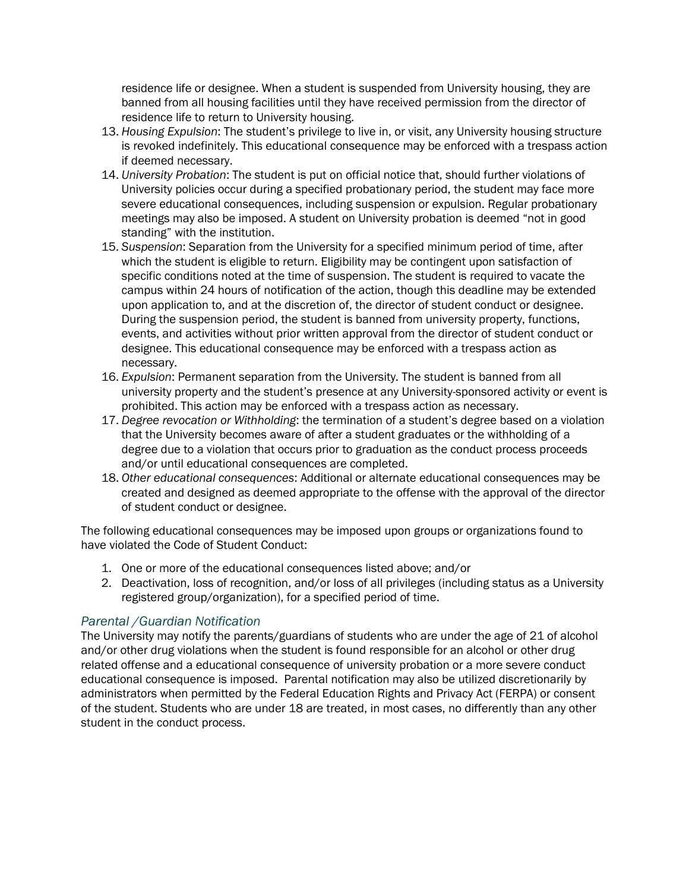residence life or designee. When a student is suspended from University housing, they are banned from all housing facilities until they have received permission from the director of residence life to return to University housing.

13. *Housing Expulsion*: The student's privilege to live in, or visit, any University housing structure is revoked indefinitely. This educational consequence may be enforced with a trespass action if deemed necessary.
14. *University Probation*: The student is put on official notice that, should further violations of University policies occur during a specified probationary period, the student may face more severe educational consequences, including suspension or expulsion. Regular probationary meetings may also be imposed. A student on University probation is deemed "not in good standing" with the institution.
15. *Suspension*: Separation from the University for a specified minimum period of time, after which the student is eligible to return. Eligibility may be contingent upon satisfaction of specific conditions noted at the time of suspension. The student is required to vacate the campus within 24 hours of notification of the action, though this deadline may be extended upon application to, and at the discretion of, the director of student conduct or designee. During the suspension period, the student is banned from university property, functions, events, and activities without prior written approval from the director of student conduct or designee. This educational consequence may be enforced with a trespass action as necessary.
16. *Expulsion*: Permanent separation from the University. The student is banned from all university property and the student's presence at any University-sponsored activity or event is prohibited. This action may be enforced with a trespass action as necessary.
17. *Degree revocation or Withholding*: the termination of a student's degree based on a violation that the University becomes aware of after a student graduates or the withholding of a degree due to a violation that occurs prior to graduation as the conduct process proceeds and/or until educational consequences are completed.
18. *Other educational consequences*: Additional or alternate educational consequences may be created and designed as deemed appropriate to the offense with the approval of the director of student conduct or designee.

The following educational consequences may be imposed upon groups or organizations found to have violated the Code of Student Conduct:

1. One or more of the educational consequences listed above; and/or
2. Deactivation, loss of recognition, and/or loss of all privileges (including status as a University registered group/organization), for a specified period of time.

### *Parental /Guardian Notification*

The University may notify the parents/guardians of students who are under the age of 21 of alcohol and/or other drug violations when the student is found responsible for an alcohol or other drug related offense and a educational consequence of university probation or a more severe conduct educational consequence is imposed. Parental notification may also be utilized discretionarily by administrators when permitted by the Federal Education Rights and Privacy Act (FERPA) or consent of the student. Students who are under 18 are treated, in most cases, no differently than any other student in the conduct process.